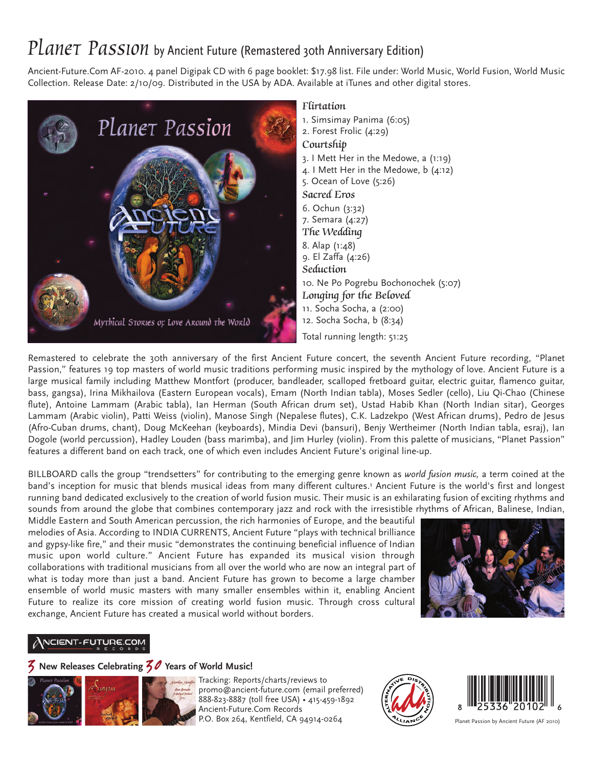# *Planet Passion* by Ancient Future (Remastered 30th Anniversary Edition)

Ancient-Future.Com AF-2010. 4 panel Digipak CD with 6 page booklet: $17.98 list. File under: World Music, World Fusion, World Music Collection. Release Date: 2/10/09. Distributed in the USA by ADA. Available at iTunes and other digital stores.

Planet Passion

Mythical Stories of Love Around the World

***Flirtation***

1. Simsimay Panima (6:05)
2. Forest Frolic (4:29)

***Courtship***

3. I Mett Her in the Medowe, a (1:19)
4. I Mett Her in the Medowe, b (4:12)
5. Ocean of Love (5:26)

***Sacred Eros***

6. Ochun (3:32)
7. Semara (4:27)

***The Wedding***

8. Alap (1:48)
9. El Zaffa (4:26)

***Seduction***

10. Ne Po Pogrebu Bochonochek (5:07)

***Longing for the Beloved***

11. Socha Socha, a (2:00)
12. Socha Socha, b (8:34)

Total running length: 51:25

Remastered to celebrate the 30th anniversary of the first Ancient Future concert, the seventh Ancient Future recording, "Planet Passion," features 19 top masters of world music traditions performing music inspired by the mythology of love. Ancient Future is a large musical family including Matthew Montfort (producer, bandleader, scalloped fretboard guitar, electric guitar, flamenco guitar, bass, gangsa), Irina Mikhailova (Eastern European vocals), Emam (North Indian tabla), Moses Sedler (cello), Liu Qi-Chao (Chinese flute), Antoine Lammam (Arabic tabla), Ian Herman (South African drum set), Ustad Habib Khan (North Indian sitar), Georges Lammam (Arabic violin), Patti Weiss (violin), Manose Singh (Nepalese flutes), C.K. Ladzekpo (West African drums), Pedro de Jesus (Afro-Cuban drums, chant), Doug McKeehan (keyboards), Mindia Devi (bansuri), Benjy Wertheimer (North Indian tabla, esraj), Ian Dogole (world percussion), Hadley Louden (bass marimba), and Jim Hurley (violin). From this palette of musicians, "Planet Passion" features a different band on each track, one of which even includes Ancient Future's original line-up.

BILLBOARD calls the group "trendsetters" for contributing to the emerging genre known as *world fusion music,* a term coined at the band's inception for music that blends musical ideas from many different cultures.[1] Ancient Future is the world's first and longest running band dedicated exclusively to the creation of world fusion music. Their music is an exhilarating fusion of exciting rhythms and sounds from around the globe that combines contemporary jazz and rock with the irresistible rhythms of African, Balinese, Indian, Middle Eastern and South American percussion, the rich harmonies of Europe, and the beautiful melodies of Asia. According to INDIA CURRENTS, Ancient Future "plays with technical brilliance and gypsy-like fire," and their music "demonstrates the continuing beneficial influence of Indian music upon world culture." Ancient Future has expanded its musical vision through collaborations with traditional musicians from all over the world who are now an integral part of what is today more than just a band. Ancient Future has grown to become a large chamber ensemble of world music masters with many smaller ensembles within it, enabling Ancient Future to realize its core mission of creating world fusion music. Through cross cultural exchange, Ancient Future has created a musical world without borders.

ANCIENT-FUTURE.COM RECORDS

**3 New Releases Celebrating 30 Years of World Music!**

Tracking: Reports/charts/reviews to
promo@ancient-future.com (email preferred)
888-823-8887 (toll free USA) • 415-459-1892
Ancient-Future.Com Records
P.O. Box 264, Kentfield, CA 94914-0264

8 25336 20102 6

Planet Passion by Ancient Future (AF 2010)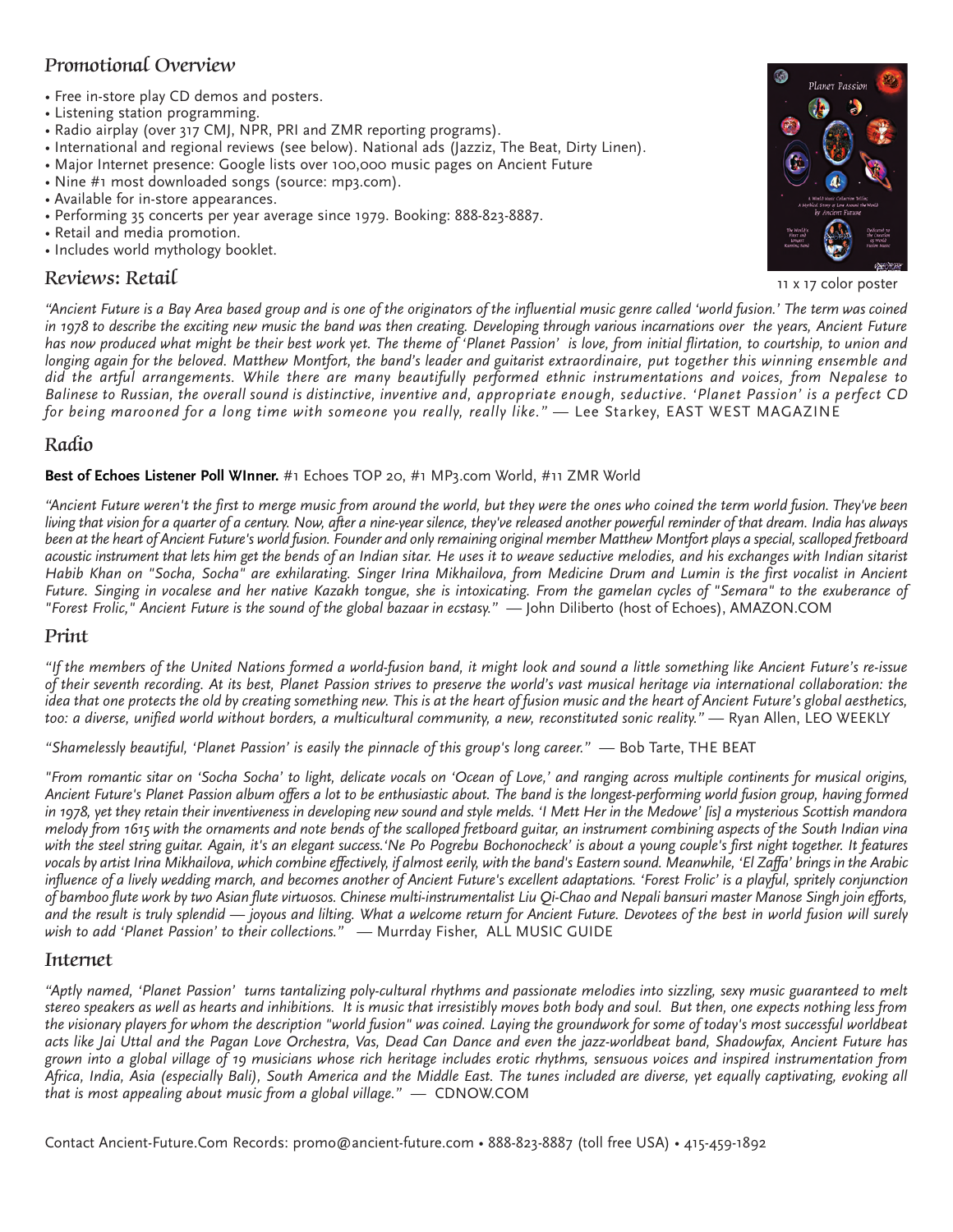## Promotional Overview

- Free in-store play CD demos and posters.
- Listening station programming.
- Radio airplay (over 317 CMJ, NPR, PRI and ZMR reporting programs).
- International and regional reviews (see below). National ads (Jazziz, The Beat, Dirty Linen).
- Major Internet presence: Google lists over 100,000 music pages on Ancient Future
- Nine #1 most downloaded songs (source: mp3.com).
- Available for in-store appearances.
- Performing 35 concerts per year average since 1979. Booking: 888-823-8887.
- Retail and media promotion.
- Includes world mythology booklet.

11 x 17 color poster

## Reviews: Retail

*"Ancient Future is a Bay Area based group and is one of the originators of the influential music genre called 'world fusion.' The term was coined in 1978 to describe the exciting new music the band was then creating. Developing through various incarnations over the years, Ancient Future has now produced what might be their best work yet. The theme of 'Planet Passion' is love, from initial flirtation, to courtship, to union and longing again for the beloved. Matthew Montfort, the band's leader and guitarist extraordinaire, put together this winning ensemble and did the artful arrangements. While there are many beautifully performed ethnic instrumentations and voices, from Nepalese to Balinese to Russian, the overall sound is distinctive, inventive and, appropriate enough, seductive. 'Planet Passion' is a perfect CD for being marooned for a long time with someone you really, really like."* — Lee Starkey, EAST WEST MAGAZINE

## Radio

**Best of Echoes Listener Poll WInner.** #1 Echoes TOP 20, #1 MP3.com World, #11 ZMR World

*"Ancient Future weren't the first to merge music from around the world, but they were the ones who coined the term world fusion. They've been living that vision for a quarter of a century. Now, after a nine-year silence, they've released another powerful reminder of that dream. India has always been at the heart of Ancient Future's world fusion. Founder and only remaining original member Matthew Montfort plays a special, scalloped fretboard acoustic instrument that lets him get the bends of an Indian sitar. He uses it to weave seductive melodies, and his exchanges with Indian sitarist Habib Khan on "Socha, Socha" are exhilarating. Singer Irina Mikhailova, from Medicine Drum and Lumin is the first vocalist in Ancient Future. Singing in vocalese and her native Kazakh tongue, she is intoxicating. From the gamelan cycles of "Semara" to the exuberance of "Forest Frolic," Ancient Future is the sound of the global bazaar in ecstasy."* — John Diliberto (host of Echoes), AMAZON.COM

## Print

*"If the members of the United Nations formed a world-fusion band, it might look and sound a little something like Ancient Future's re-issue of their seventh recording. At its best, Planet Passion strives to preserve the world's vast musical heritage via international collaboration: the idea that one protects the old by creating something new. This is at the heart of fusion music and the heart of Ancient Future's global aesthetics, too: a diverse, unified world without borders, a multicultural community, a new, reconstituted sonic reality."* — Ryan Allen, LEO WEEKLY

*"Shamelessly beautiful, 'Planet Passion' is easily the pinnacle of this group's long career."* — Bob Tarte, THE BEAT

*"From romantic sitar on 'Socha Socha' to light, delicate vocals on 'Ocean of Love,' and ranging across multiple continents for musical origins, Ancient Future's Planet Passion album offers a lot to be enthusiastic about. The band is the longest-performing world fusion group, having formed in 1978, yet they retain their inventiveness in developing new sound and style melds. 'I Mett Her in the Medowe' [is] a mysterious Scottish mandora melody from 1615 with the ornaments and note bends of the scalloped fretboard guitar, an instrument combining aspects of the South Indian vina with the steel string guitar. Again, it's an elegant success.'Ne Po Pogrebu Bochonocheck' is about a young couple's first night together. It features vocals by artist Irina Mikhailova, which combine effectively, if almost eerily, with the band's Eastern sound. Meanwhile, 'El Zaffa' brings in the Arabic influence of a lively wedding march, and becomes another of Ancient Future's excellent adaptations. 'Forest Frolic' is a playful, spritely conjunction of bamboo flute work by two Asian flute virtuosos. Chinese multi-instrumentalist Liu Qi-Chao and Nepali bansuri master Manose Singh join efforts, and the result is truly splendid — joyous and lilting. What a welcome return for Ancient Future. Devotees of the best in world fusion will surely wish to add 'Planet Passion' to their collections."* — Murrday Fisher, ALL MUSIC GUIDE

## Internet

*"Aptly named, 'Planet Passion' turns tantalizing poly-cultural rhythms and passionate melodies into sizzling, sexy music guaranteed to melt stereo speakers as well as hearts and inhibitions. It is music that irresistibly moves both body and soul. But then, one expects nothing less from the visionary players for whom the description "world fusion" was coined. Laying the groundwork for some of today's most successful worldbeat acts like Jai Uttal and the Pagan Love Orchestra, Vas, Dead Can Dance and even the jazz-worldbeat band, Shadowfax, Ancient Future has grown into a global village of 19 musicians whose rich heritage includes erotic rhythms, sensuous voices and inspired instrumentation from Africa, India, Asia (especially Bali), South America and the Middle East. The tunes included are diverse, yet equally captivating, evoking all that is most appealing about music from a global village."* — CDNOW.COM

Contact Ancient-Future.Com Records: promo@ancient-future.com • 888-823-8887 (toll free USA) • 415-459-1892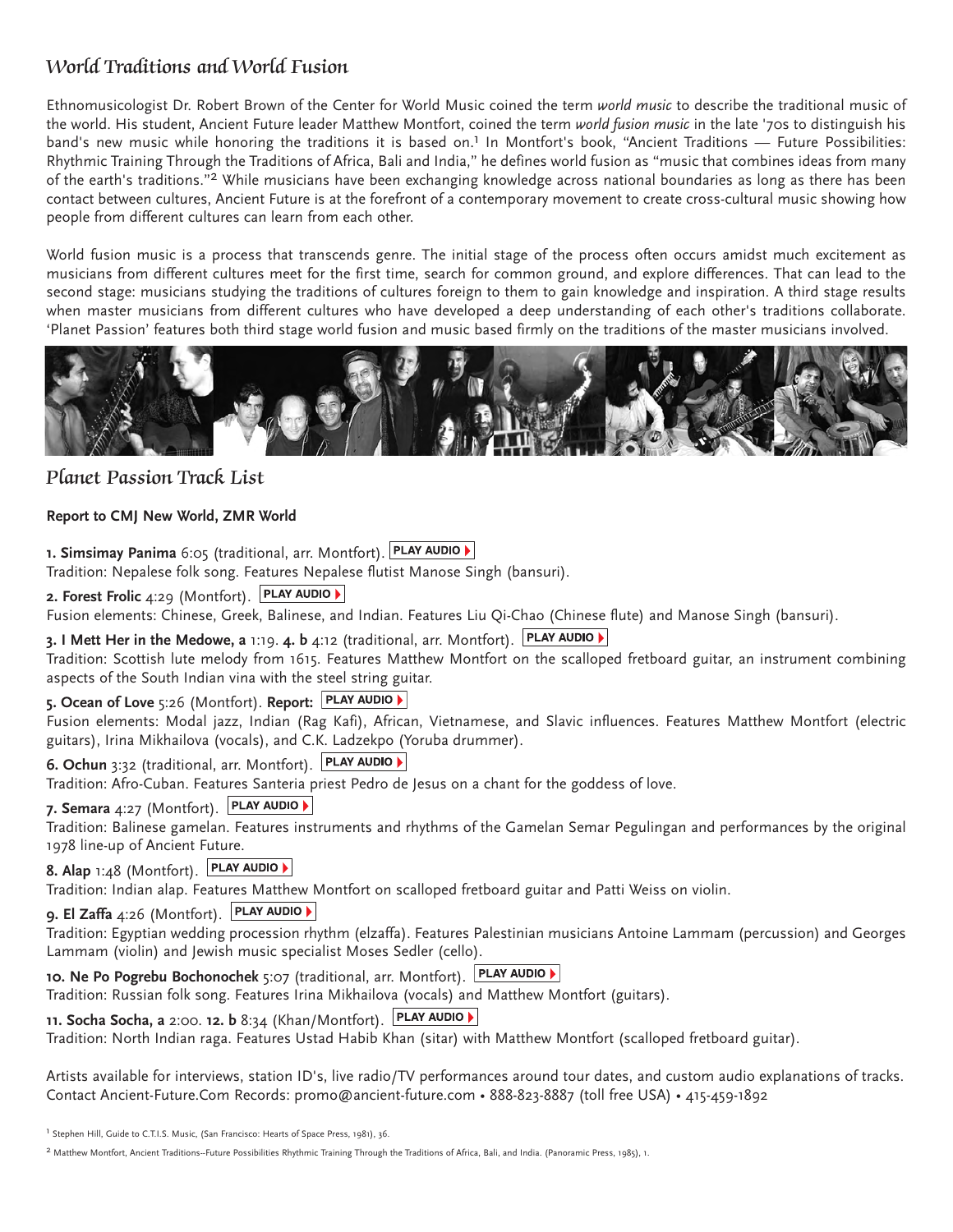## World Traditions and World Fusion

Ethnomusicologist Dr. Robert Brown of the Center for World Music coined the term *world music* to describe the traditional music of the world. His student, Ancient Future leader Matthew Montfort, coined the term *world fusion music* in the late '70s to distinguish his band's new music while honoring the traditions it is based on.[1] In Montfort's book, "Ancient Traditions — Future Possibilities: Rhythmic Training Through the Traditions of Africa, Bali and India," he defines world fusion as "music that combines ideas from many of the earth's traditions."[2] While musicians have been exchanging knowledge across national boundaries as long as there has been contact between cultures, Ancient Future is at the forefront of a contemporary movement to create cross-cultural music showing how people from different cultures can learn from each other.

World fusion music is a process that transcends genre. The initial stage of the process often occurs amidst much excitement as musicians from different cultures meet for the first time, search for common ground, and explore differences. That can lead to the second stage: musicians studying the traditions of cultures foreign to them to gain knowledge and inspiration. A third stage results when master musicians from different cultures who have developed a deep understanding of each other's traditions collaborate. 'Planet Passion' features both third stage world fusion and music based firmly on the traditions of the master musicians involved.

## Planet Passion Track List

**Report to CMJ New World, ZMR World**

**1. Simsimay Panima** 6:05 (traditional, arr. Montfort). PLAY AUDIO
Tradition: Nepalese folk song. Features Nepalese flutist Manose Singh (bansuri).

**2. Forest Frolic** 4:29 (Montfort). PLAY AUDIO
Fusion elements: Chinese, Greek, Balinese, and Indian. Features Liu Qi-Chao (Chinese flute) and Manose Singh (bansuri).

**3. I Mett Her in the Medowe, a** 1:19. **4. b** 4:12 (traditional, arr. Montfort). PLAY AUDIO
Tradition: Scottish lute melody from 1615. Features Matthew Montfort on the scalloped fretboard guitar, an instrument combining aspects of the South Indian vina with the steel string guitar.

**5. Ocean of Love** 5:26 (Montfort). **Report:** PLAY AUDIO
Fusion elements: Modal jazz, Indian (Rag Kafi), African, Vietnamese, and Slavic influences. Features Matthew Montfort (electric guitars), Irina Mikhailova (vocals), and C.K. Ladzekpo (Yoruba drummer).

**6. Ochun** 3:32 (traditional, arr. Montfort). PLAY AUDIO
Tradition: Afro-Cuban. Features Santeria priest Pedro de Jesus on a chant for the goddess of love.

**7. Semara** 4:27 (Montfort). PLAY AUDIO
Tradition: Balinese gamelan. Features instruments and rhythms of the Gamelan Semar Pegulingan and performances by the original 1978 line-up of Ancient Future.

**8. Alap** 1:48 (Montfort). PLAY AUDIO
Tradition: Indian alap. Features Matthew Montfort on scalloped fretboard guitar and Patti Weiss on violin.

**9. El Zaffa** 4:26 (Montfort). PLAY AUDIO
Tradition: Egyptian wedding procession rhythm (elzaffa). Features Palestinian musicians Antoine Lammam (percussion) and Georges Lammam (violin) and Jewish music specialist Moses Sedler (cello).

**10. Ne Po Pogrebu Bochonochek** 5:07 (traditional, arr. Montfort). PLAY AUDIO
Tradition: Russian folk song. Features Irina Mikhailova (vocals) and Matthew Montfort (guitars).

**11. Socha Socha, a** 2:00. **12. b** 8:34 (Khan/Montfort). PLAY AUDIO
Tradition: North Indian raga. Features Ustad Habib Khan (sitar) with Matthew Montfort (scalloped fretboard guitar).

Artists available for interviews, station ID's, live radio/TV performances around tour dates, and custom audio explanations of tracks. Contact Ancient-Future.Com Records: promo@ancient-future.com • 888-823-8887 (toll free USA) • 415-459-1892

[1] Stephen Hill, Guide to C.T.I.S. Music, (San Francisco: Hearts of Space Press, 1981), 36.

[2] Matthew Montfort, Ancient Traditions--Future Possibilities Rhythmic Training Through the Traditions of Africa, Bali, and India. (Panoramic Press, 1985), 1.